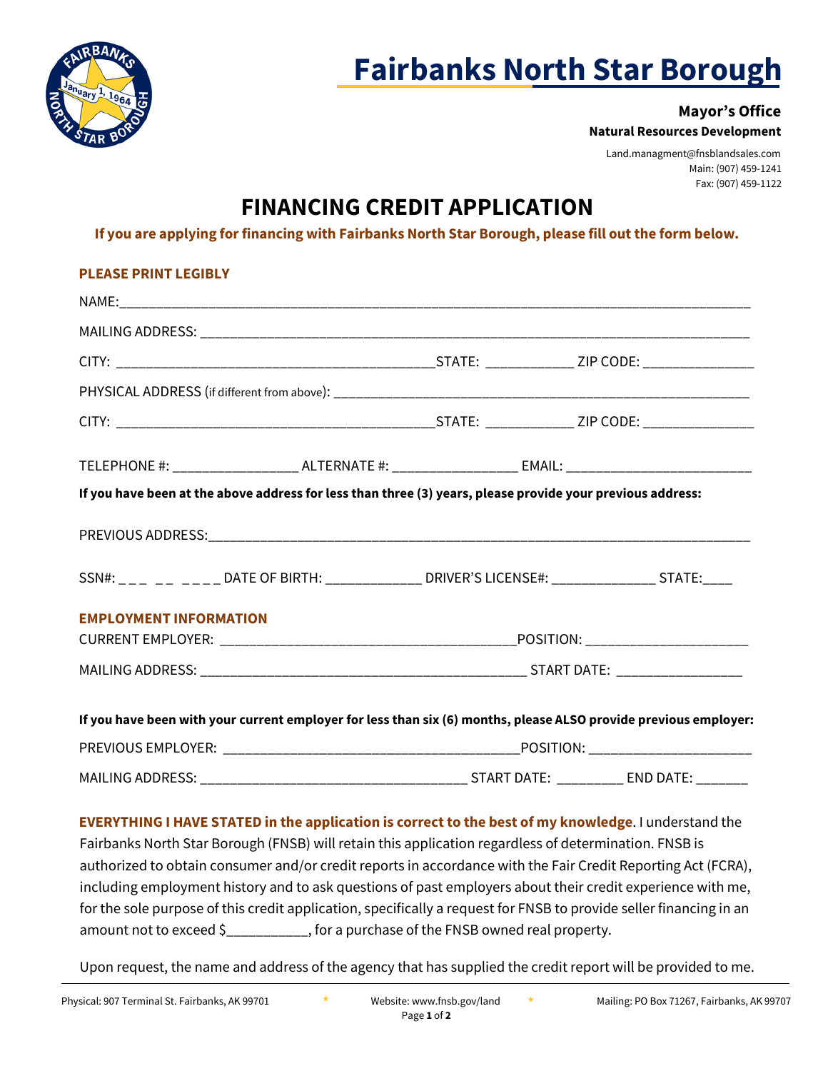# Fairbanks North Star Borough

**Mayor's Office**

**Natural Resources Development**

Land.managment@fnsblandsales.com
Main: (907) 459-1241
Fax: (907) 459-1122

## FINANCING CREDIT APPLICATION

**If you are applying for financing with Fairbanks North Star Borough, please fill out the form below.**

**PLEASE PRINT LEGIBLY**

NAME:___________________________________________________________________________________

MAILING ADDRESS: ___________________________________________________________________________

CITY: ____________________________________________STATE: ____________ ZIP CODE: _______________

PHYSICAL ADDRESS (if different from above): __________________________________________________________

CITY: ____________________________________________STATE: ____________ ZIP CODE: _______________

TELEPHONE #: _________________ ALTERNATE #: _________________ EMAIL: __________________________

**If you have been at the above address for less than three (3) years, please provide your previous address:**

PREVIOUS ADDRESS:___________________________________________________________________________

SSN#: _ _ _ _ _ _ _ _ _ DATE OF BIRTH: _____________ DRIVER'S LICENSE#: ______________ STATE:____

**EMPLOYMENT INFORMATION**

CURRENT EMPLOYER: ________________________________________POSITION: ______________________

MAILING ADDRESS: ______________________________________________ START DATE: _________________

**If you have been with your current employer for less than six (6) months, please ALSO provide previous employer:**

PREVIOUS EMPLOYER: ________________________________________POSITION: ______________________

MAILING ADDRESS: _____________________________________ START DATE: _________ END DATE: _______

**EVERYTHING I HAVE STATED in the application is correct to the best of my knowledge**. I understand the Fairbanks North Star Borough (FNSB) will retain this application regardless of determination. FNSB is authorized to obtain consumer and/or credit reports in accordance with the Fair Credit Reporting Act (FCRA), including employment history and to ask questions of past employers about their credit experience with me, for the sole purpose of this credit application, specifically a request for FNSB to provide seller financing in an amount not to exceed $___________, for a purchase of the FNSB owned real property.

Upon request, the name and address of the agency that has supplied the credit report will be provided to me.

Physical: 907 Terminal St. Fairbanks, AK 99701 * Website: www.fnsb.gov/land * Mailing: PO Box 71267, Fairbanks, AK 99707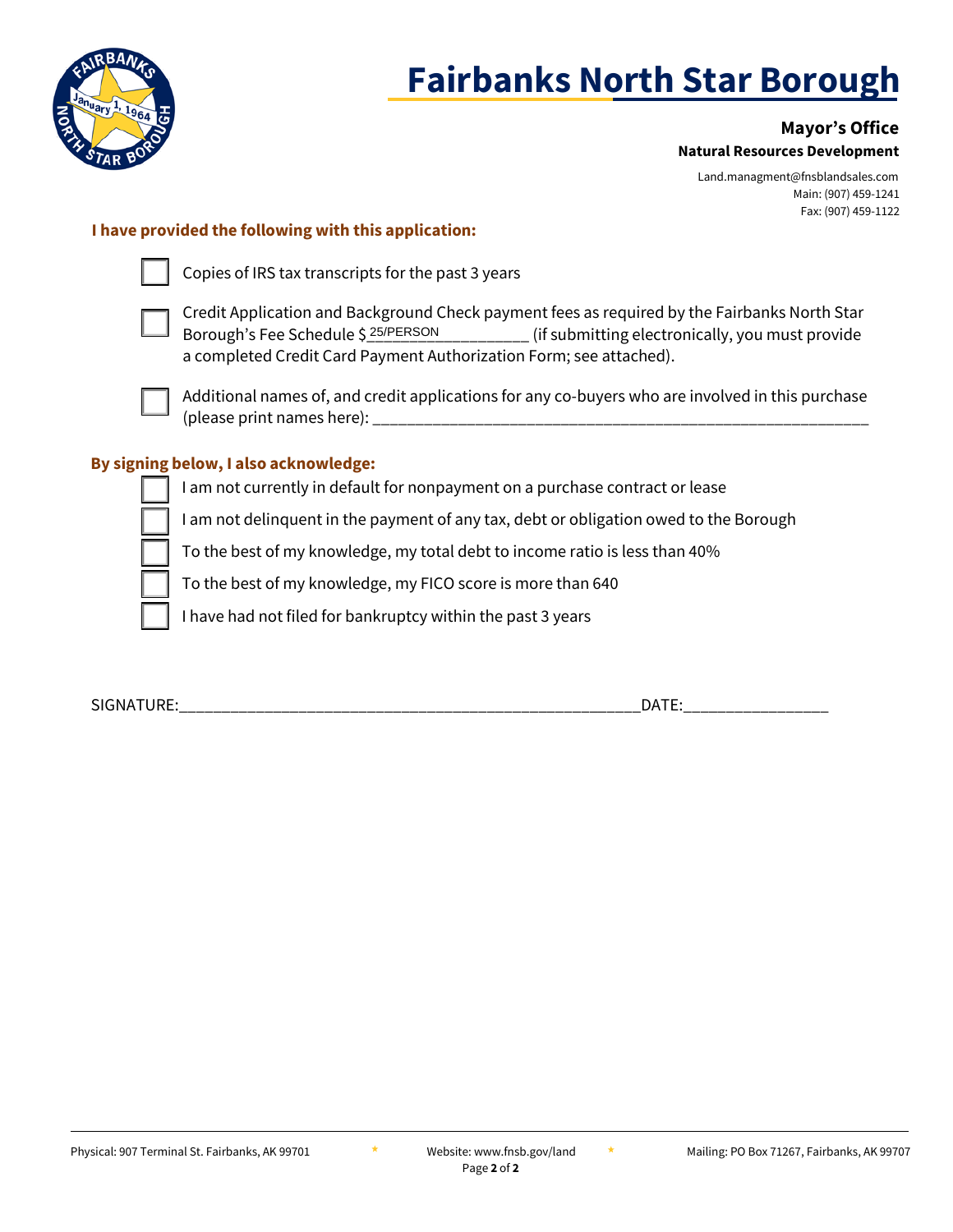# Fairbanks North Star Borough

**Mayor's Office**

**Natural Resources Development**

Land.managment@fnsblandsales.com
Main: (907) 459-1241
Fax: (907) 459-1122

**I have provided the following with this application:**

- ☐ Copies of IRS tax transcripts for the past 3 years
- ☐ Credit Application and Background Check payment fees as required by the Fairbanks North Star Borough's Fee Schedule $ 25/PERSON __________ (if submitting electronically, you must provide a completed Credit Card Payment Authorization Form; see attached).
- ☐ Additional names of, and credit applications for any co-buyers who are involved in this purchase (please print names here): ____________________________________________

**By signing below, I also acknowledge:**

- ☐ I am not currently in default for nonpayment on a purchase contract or lease
- ☐ I am not delinquent in the payment of any tax, debt or obligation owed to the Borough
- ☐ To the best of my knowledge, my total debt to income ratio is less than 40%
- ☐ To the best of my knowledge, my FICO score is more than 640
- ☐ I have had not filed for bankruptcy within the past 3 years

SIGNATURE:_____________________________________________DATE:______________

Physical: 907 Terminal St. Fairbanks, AK 99701 ★ Website: www.fnsb.gov/land ★ Mailing: PO Box 71267, Fairbanks, AK 99707